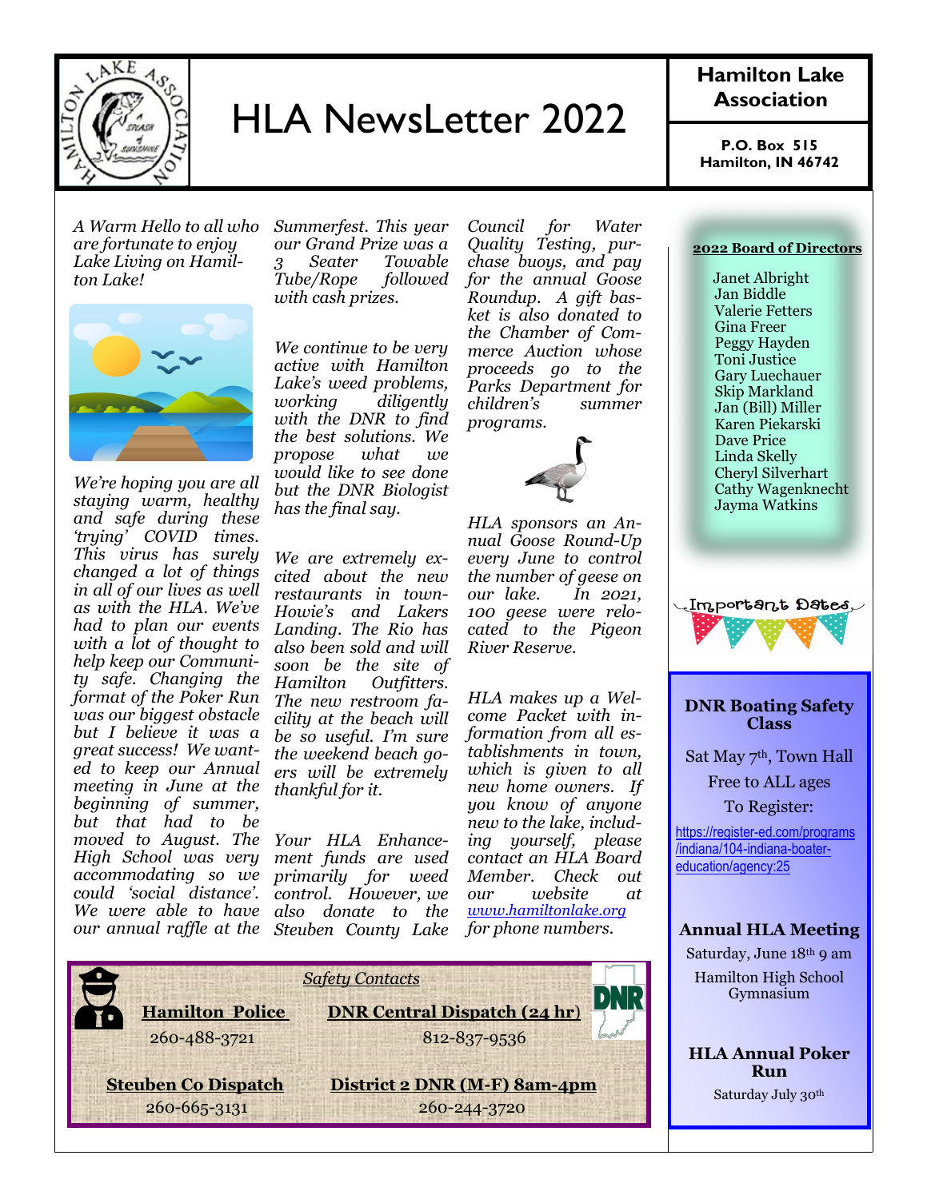# HLA NewsLetter 2022

**Hamilton Lake Association**

**P.O. Box 515**
**Hamilton, IN 46742**

*A Warm Hello to all who are fortunate to enjoy Lake Living on Hamilton Lake!*

*We're hoping you are all staying warm, healthy and safe during these 'trying' COVID times. This virus has surely changed a lot of things in all of our lives as well as with the HLA. We've had to plan our events with a lot of thought to help keep our Community safe. Changing the format of the Poker Run was our biggest obstacle but I believe it was a great success! We wanted to keep our Annual meeting in June at the beginning of summer, but that had to be moved to August. The High School was very accommodating so we could 'social distance'. We were able to have our annual raffle at the Summerfest. This year our Grand Prize was a 3 Seater Towable Tube/Rope followed with cash prizes.*

*We continue to be very active with Hamilton Lake's weed problems, working diligently with the DNR to find the best solutions. We propose what we would like to see done but the DNR Biologist has the final say.*

*We are extremely excited about the new restaurants in town- Howie's and Lakers Landing. The Rio has also been sold and will soon be the site of Hamilton Outfitters. The new restroom facility at the beach will be so useful. I'm sure the weekend beach goers will be extremely thankful for it.*

*Your HLA Enhancement funds are used primarily for weed control. However, we also donate to the Steuben County Lake Council for Water Quality Testing, purchase buoys, and pay for the annual Goose Roundup. A gift basket is also donated to the Chamber of Commerce Auction whose proceeds go to the Parks Department for children's summer programs.*

*HLA sponsors an Annual Goose Round-Up every June to control the number of geese on our lake. In 2021, 100 geese were relocated to the Pigeon River Reserve.*

*HLA makes up a Welcome Packet with information from all establishments in town, which is given to all new home owners. If you know of anyone new to the lake, including yourself, please contact an HLA Board Member. Check out our website at [www.hamiltonlake.org](http://www.hamiltonlake.org) for phone numbers.*

## 2022 Board of Directors

- Janet Albright
- Jan Biddle
- Valerie Fetters
- Gina Freer
- Peggy Hayden
- Toni Justice
- Gary Luechauer
- Skip Markland
- Jan (Bill) Miller
- Karen Piekarski
- Dave Price
- Linda Skelly
- Cheryl Silverhart
- Cathy Wagenknecht
- Jayma Watkins

## Important Dates

**DNR Boating Safety Class**

Sat May 7th, Town Hall

Free to ALL ages

To Register:

https://register-ed.com/programs/indiana/104-indiana-boater-education/agency:25

**Annual HLA Meeting**

Saturday, June 18th 9 am

Hamilton High School Gymnasium

**HLA Annual Poker Run**

Saturday July 30th

## Safety Contacts

**Hamilton Police**
260-488-3721

**DNR Central Dispatch (24 hr)**
812-837-9536

**Steuben Co Dispatch**
260-665-3131

**District 2 DNR (M-F) 8am-4pm**
260-244-3720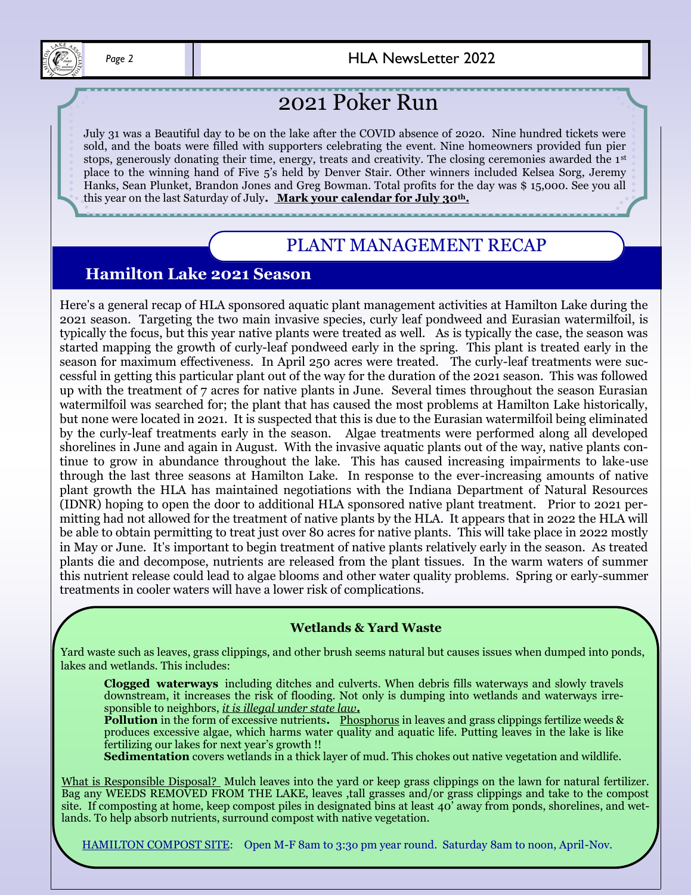## 2021 Poker Run

July 31 was a Beautiful day to be on the lake after the COVID absence of 2020. Nine hundred tickets were sold, and the boats were filled with supporters celebrating the event. Nine homeowners provided fun pier stops, generously donating their time, energy, treats and creativity. The closing ceremonies awarded the 1st place to the winning hand of Five 5's held by Denver Stair. Other winners included Kelsea Sorg, Jeremy Hanks, Sean Plunket, Brandon Jones and Greg Bowman. Total profits for the day was $ 15,000. See you all this year on the last Saturday of July**. Mark your calendar for July 30th.**

## PLANT MANAGEMENT RECAP

### Hamilton Lake 2021 Season

Here's a general recap of HLA sponsored aquatic plant management activities at Hamilton Lake during the 2021 season. Targeting the two main invasive species, curly leaf pondweed and Eurasian watermilfoil, is typically the focus, but this year native plants were treated as well. As is typically the case, the season was started mapping the growth of curly-leaf pondweed early in the spring. This plant is treated early in the season for maximum effectiveness. In April 250 acres were treated. The curly-leaf treatments were successful in getting this particular plant out of the way for the duration of the 2021 season. This was followed up with the treatment of 7 acres for native plants in June. Several times throughout the season Eurasian watermilfoil was searched for; the plant that has caused the most problems at Hamilton Lake historically, but none were located in 2021. It is suspected that this is due to the Eurasian watermilfoil being eliminated by the curly-leaf treatments early in the season. Algae treatments were performed along all developed shorelines in June and again in August. With the invasive aquatic plants out of the way, native plants continue to grow in abundance throughout the lake. This has caused increasing impairments to lake-use through the last three seasons at Hamilton Lake. In response to the ever-increasing amounts of native plant growth the HLA has maintained negotiations with the Indiana Department of Natural Resources (IDNR) hoping to open the door to additional HLA sponsored native plant treatment. Prior to 2021 permitting had not allowed for the treatment of native plants by the HLA. It appears that in 2022 the HLA will be able to obtain permitting to treat just over 80 acres for native plants. This will take place in 2022 mostly in May or June. It's important to begin treatment of native plants relatively early in the season. As treated plants die and decompose, nutrients are released from the plant tissues. In the warm waters of summer this nutrient release could lead to algae blooms and other water quality problems. Spring or early-summer treatments in cooler waters will have a lower risk of complications.

### Wetlands & Yard Waste

Yard waste such as leaves, grass clippings, and other brush seems natural but causes issues when dumped into ponds, lakes and wetlands. This includes:

**Clogged waterways** including ditches and culverts. When debris fills waterways and slowly travels downstream, it increases the risk of flooding. Not only is dumping into wetlands and waterways irresponsible to neighbors, ***it is illegal under state law*.**

**Pollution** in the form of excessive nutrients**.** Phosphorus in leaves and grass clippings fertilize weeds & produces excessive algae, which harms water quality and aquatic life. Putting leaves in the lake is like fertilizing our lakes for next year's growth !!

**Sedimentation** covers wetlands in a thick layer of mud. This chokes out native vegetation and wildlife.

What is Responsible Disposal? Mulch leaves into the yard or keep grass clippings on the lawn for natural fertilizer. Bag any WEEDS REMOVED FROM THE LAKE, leaves ,tall grasses and/or grass clippings and take to the compost site. If composting at home, keep compost piles in designated bins at least 40' away from ponds, shorelines, and wetlands. To help absorb nutrients, surround compost with native vegetation.

HAMILTON COMPOST SITE: Open M-F 8am to 3:30 pm year round. Saturday 8am to noon, April-Nov.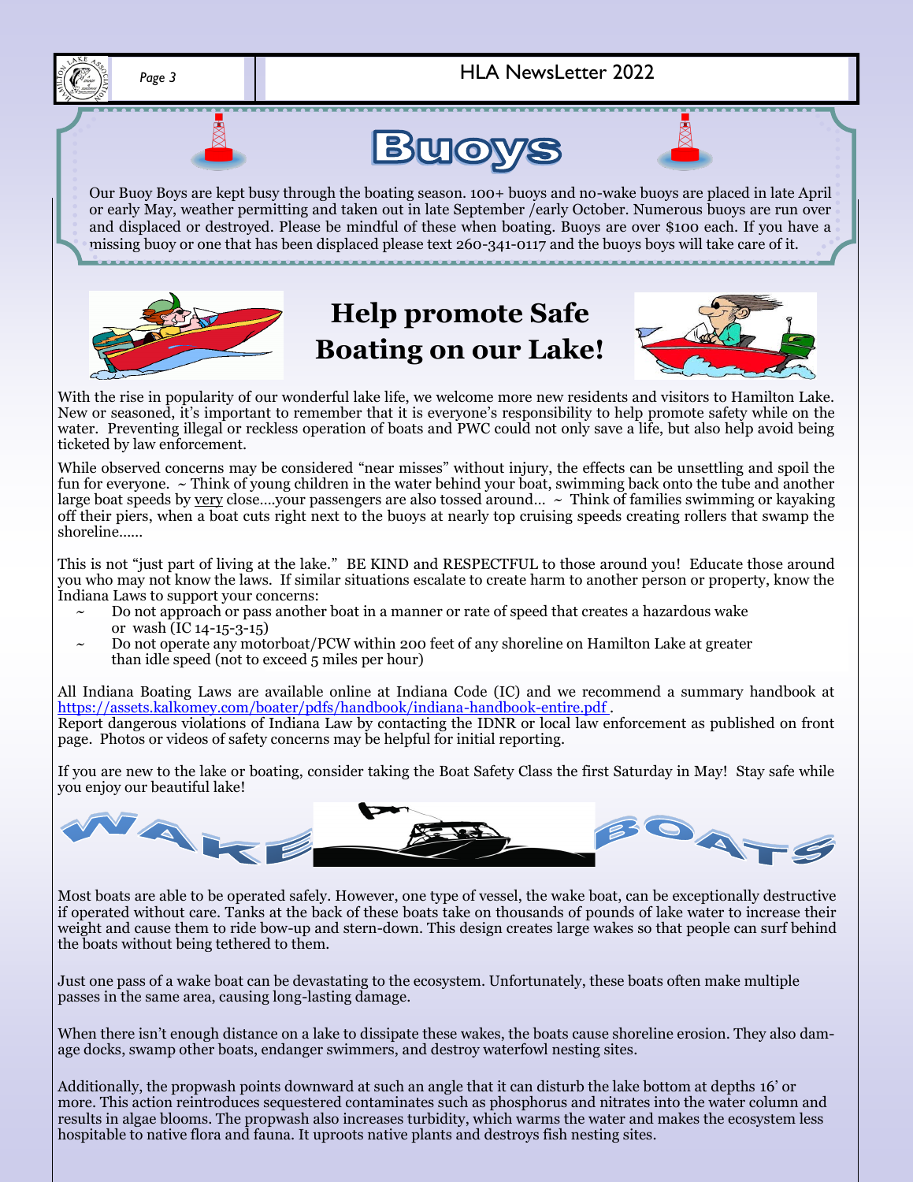# Buoys

Our Buoy Boys are kept busy through the boating season. 100+ buoys and no-wake buoys are placed in late April or early May, weather permitting and taken out in late September /early October. Numerous buoys are run over and displaced or destroyed. Please be mindful of these when boating. Buoys are over $100 each. If you have a missing buoy or one that has been displaced please text 260-341-0117 and the buoys boys will take care of it.

# Help promote Safe Boating on our Lake!

With the rise in popularity of our wonderful lake life, we welcome more new residents and visitors to Hamilton Lake. New or seasoned, it's important to remember that it is everyone's responsibility to help promote safety while on the water. Preventing illegal or reckless operation of boats and PWC could not only save a life, but also help avoid being ticketed by law enforcement.

While observed concerns may be considered "near misses" without injury, the effects can be unsettling and spoil the fun for everyone. ~ Think of young children in the water behind your boat, swimming back onto the tube and another large boat speeds by very close….your passengers are also tossed around… ~ Think of families swimming or kayaking off their piers, when a boat cuts right next to the buoys at nearly top cruising speeds creating rollers that swamp the shoreline……

This is not "just part of living at the lake." BE KIND and RESPECTFUL to those around you! Educate those around you who may not know the laws. If similar situations escalate to create harm to another person or property, know the Indiana Laws to support your concerns:

~ Do not approach or pass another boat in a manner or rate of speed that creates a hazardous wake or wash (IC 14-15-3-15)

~ Do not operate any motorboat/PCW within 200 feet of any shoreline on Hamilton Lake at greater than idle speed (not to exceed 5 miles per hour)

All Indiana Boating Laws are available online at Indiana Code (IC) and we recommend a summary handbook at https://assets.kalkomey.com/boater/pdfs/handbook/indiana-handbook-entire.pdf .
Report dangerous violations of Indiana Law by contacting the IDNR or local law enforcement as published on front page. Photos or videos of safety concerns may be helpful for initial reporting.

If you are new to the lake or boating, consider taking the Boat Safety Class the first Saturday in May! Stay safe while you enjoy our beautiful lake!

# WAKE BOATS

Most boats are able to be operated safely. However, one type of vessel, the wake boat, can be exceptionally destructive if operated without care. Tanks at the back of these boats take on thousands of pounds of lake water to increase their weight and cause them to ride bow-up and stern-down. This design creates large wakes so that people can surf behind the boats without being tethered to them.

Just one pass of a wake boat can be devastating to the ecosystem. Unfortunately, these boats often make multiple passes in the same area, causing long-lasting damage.

When there isn't enough distance on a lake to dissipate these wakes, the boats cause shoreline erosion. They also damage docks, swamp other boats, endanger swimmers, and destroy waterfowl nesting sites.

Additionally, the propwash points downward at such an angle that it can disturb the lake bottom at depths 16' or more. This action reintroduces sequestered contaminates such as phosphorus and nitrates into the water column and results in algae blooms. The propwash also increases turbidity, which warms the water and makes the ecosystem less hospitable to native flora and fauna. It uproots native plants and destroys fish nesting sites.